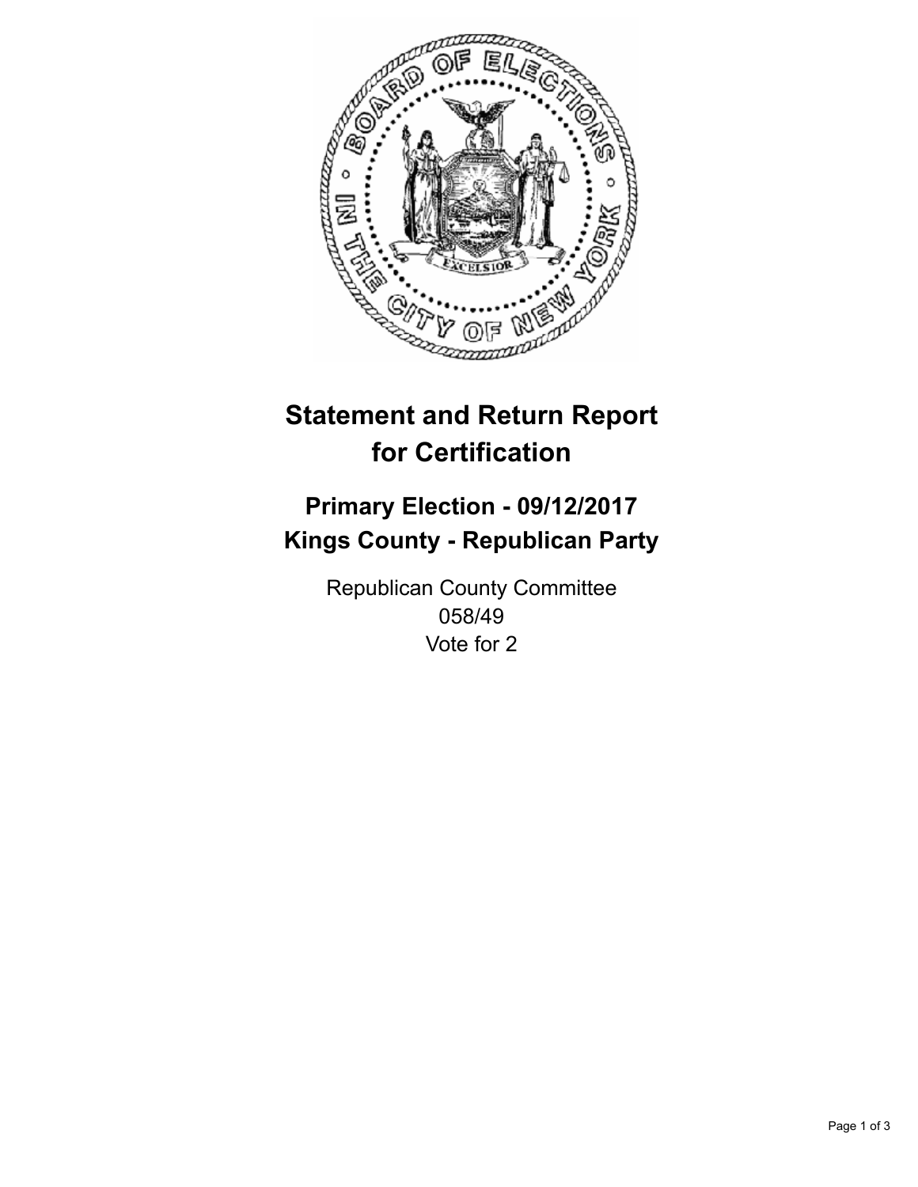# Statement and Return Report for Certification

## Primary Election - 09/12/2017
## Kings County - Republican Party

Republican County Committee
058/49
Vote for 2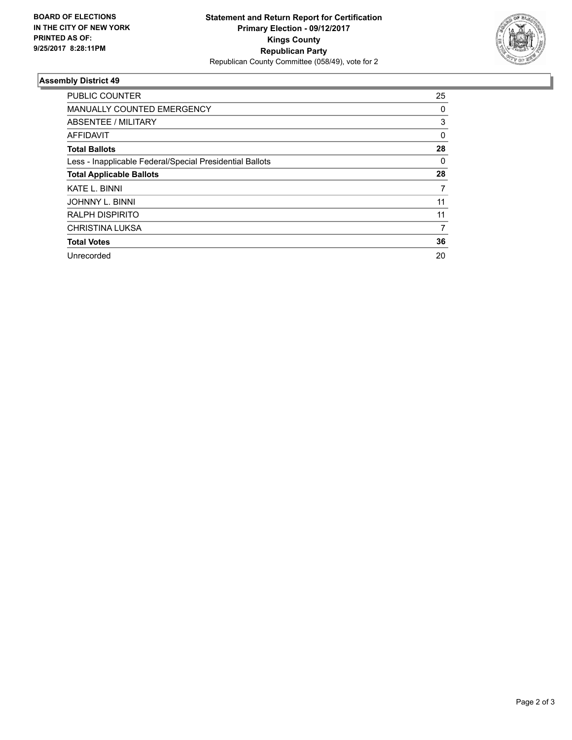BOARD OF ELECTIONS
IN THE CITY OF NEW YORK
PRINTED AS OF:
9/25/2017 8:28:11PM

**Statement and Return Report for Certification**
**Primary Election - 09/12/2017**
**Kings County**
**Republican Party**
Republican County Committee (058/49), vote for 2

### Assembly District 49

| | |
|---|---|
| PUBLIC COUNTER | 25 |
| MANUALLY COUNTED EMERGENCY | 0 |
| ABSENTEE / MILITARY | 3 |
| AFFIDAVIT | 0 |
| **Total Ballots** | **28** |
| Less - Inapplicable Federal/Special Presidential Ballots | 0 |
| **Total Applicable Ballots** | **28** |
| KATE L. BINNI | 7 |
| JOHNNY L. BINNI | 11 |
| RALPH DISPIRITO | 11 |
| CHRISTINA LUKSA | 7 |
| **Total Votes** | **36** |
| Unrecorded | 20 |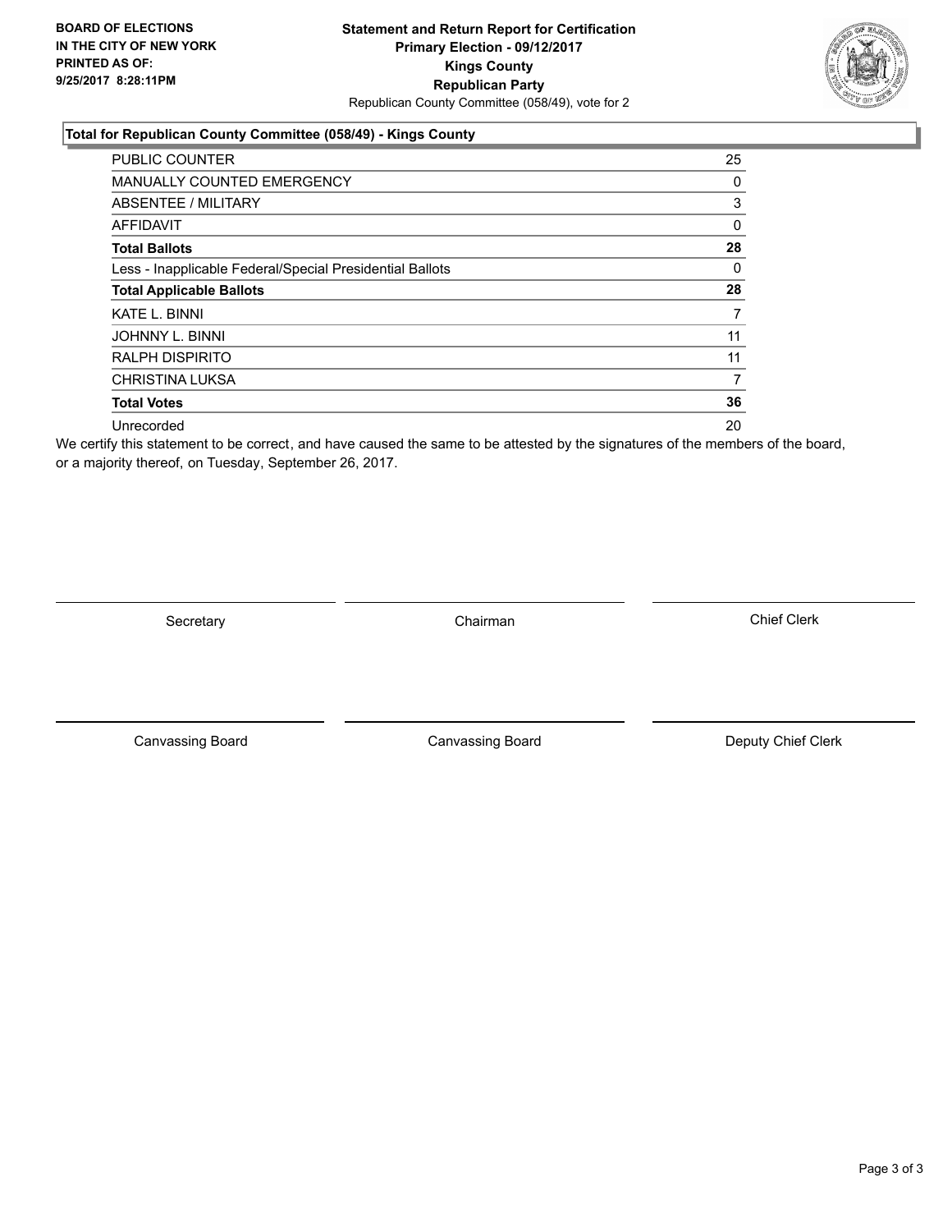**BOARD OF ELECTIONS**
**IN THE CITY OF NEW YORK**
**PRINTED AS OF:**
**9/25/2017 8:28:11PM**

**Statement and Return Report for Certification**
**Primary Election - 09/12/2017**
**Kings County**
**Republican Party**
Republican County Committee (058/49), vote for 2

### Total for Republican County Committee (058/49) - Kings County

| | |
|---|---|
| PUBLIC COUNTER | 25 |
| MANUALLY COUNTED EMERGENCY | 0 |
| ABSENTEE / MILITARY | 3 |
| AFFIDAVIT | 0 |
| **Total Ballots** | **28** |
| Less - Inapplicable Federal/Special Presidential Ballots | 0 |
| **Total Applicable Ballots** | **28** |
| KATE L. BINNI | 7 |
| JOHNNY L. BINNI | 11 |
| RALPH DISPIRITO | 11 |
| CHRISTINA LUKSA | 7 |
| **Total Votes** | **36** |
| Unrecorded | 20 |

We certify this statement to be correct, and have caused the same to be attested by the signatures of the members of the board, or a majority thereof, on Tuesday, September 26, 2017.

Secretary

Chairman

Chief Clerk

Canvassing Board

Canvassing Board

Deputy Chief Clerk